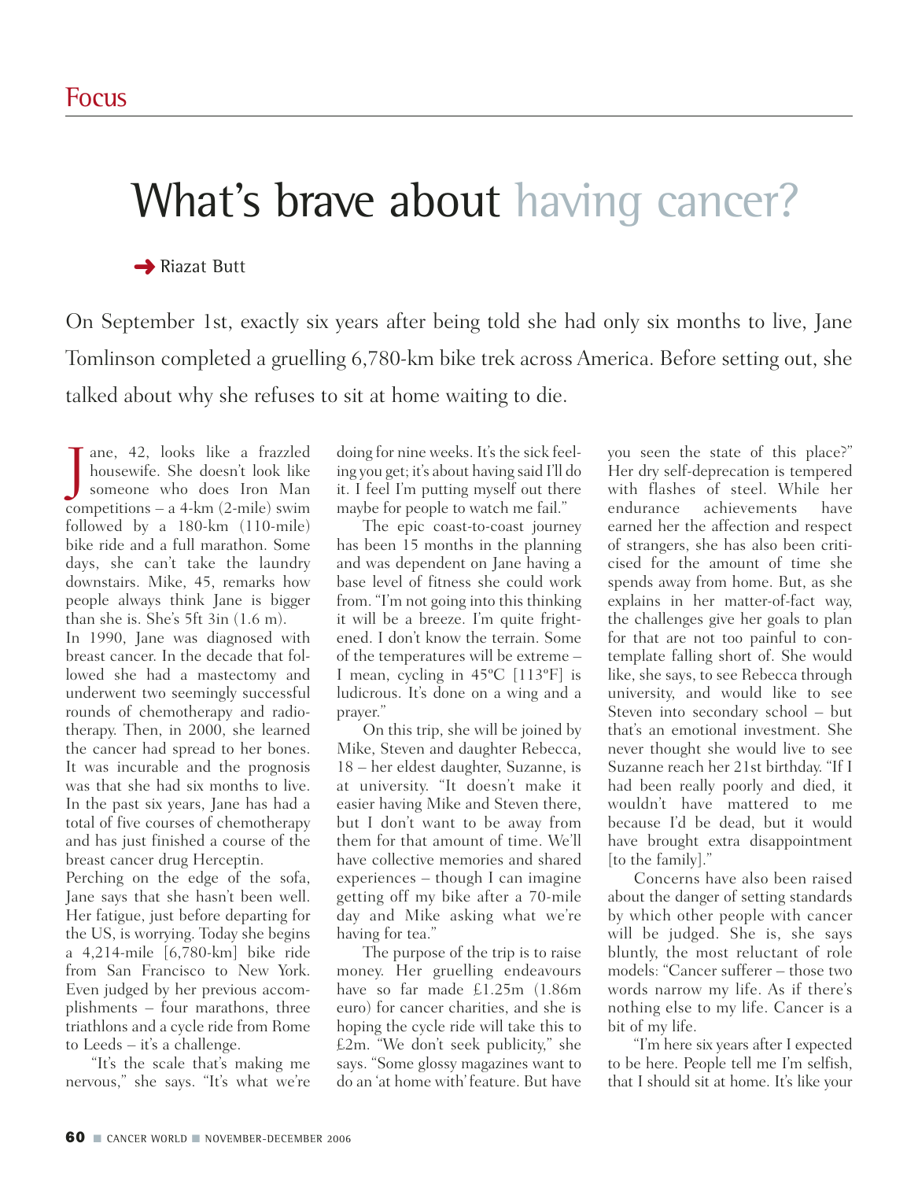Focus

# What's brave about having cancer?

➔ Riazat Butt

On September 1st, exactly six years after being told she had only six months to live, Jane Tomlinson completed a gruelling 6,780-km bike trek across America. Before setting out, she talked about why she refuses to sit at home waiting to die.

Jane, 42, looks like a frazzled housewife. She doesn't look like someone who does Iron Man competitions – a 4-km (2-mile) swim followed by a 180-km (110-mile) bike ride and a full marathon. Some days, she can't take the laundry downstairs. Mike, 45, remarks how people always think Jane is bigger than she is. She's 5ft 3in (1.6 m).

In 1990, Jane was diagnosed with breast cancer. In the decade that followed she had a mastectomy and underwent two seemingly successful rounds of chemotherapy and radiotherapy. Then, in 2000, she learned the cancer had spread to her bones. It was incurable and the prognosis was that she had six months to live. In the past six years, Jane has had a total of five courses of chemotherapy and has just finished a course of the breast cancer drug Herceptin.

Perching on the edge of the sofa, Jane says that she hasn't been well. Her fatigue, just before departing for the US, is worrying. Today she begins a 4,214-mile [6,780-km] bike ride from San Francisco to New York. Even judged by her previous accomplishments – four marathons, three triathlons and a cycle ride from Rome to Leeds – it's a challenge.

"It's the scale that's making me nervous," she says. "It's what we're doing for nine weeks. It's the sick feeling you get; it's about having said I'll do it. I feel I'm putting myself out there maybe for people to watch me fail."

The epic coast-to-coast journey has been 15 months in the planning and was dependent on Jane having a base level of fitness she could work from. "I'm not going into this thinking it will be a breeze. I'm quite frightened. I don't know the terrain. Some of the temperatures will be extreme – I mean, cycling in 45°C [113°F] is ludicrous. It's done on a wing and a prayer."

On this trip, she will be joined by Mike, Steven and daughter Rebecca, 18 – her eldest daughter, Suzanne, is at university. "It doesn't make it easier having Mike and Steven there, but I don't want to be away from them for that amount of time. We'll have collective memories and shared experiences – though I can imagine getting off my bike after a 70-mile day and Mike asking what we're having for tea."

The purpose of the trip is to raise money. Her gruelling endeavours have so far made £1.25m (1.86m euro) for cancer charities, and she is hoping the cycle ride will take this to £2m. "We don't seek publicity," she says. "Some glossy magazines want to do an 'at home with' feature. But have you seen the state of this place?" Her dry self-deprecation is tempered with flashes of steel. While her endurance achievements have earned her the affection and respect of strangers, she has also been criticised for the amount of time she spends away from home. But, as she explains in her matter-of-fact way, the challenges give her goals to plan for that are not too painful to contemplate falling short of. She would like, she says, to see Rebecca through university, and would like to see Steven into secondary school – but that's an emotional investment. She never thought she would live to see Suzanne reach her 21st birthday. "If I had been really poorly and died, it wouldn't have mattered to me because I'd be dead, but it would have brought extra disappointment [to the family]."

Concerns have also been raised about the danger of setting standards by which other people with cancer will be judged. She is, she says bluntly, the most reluctant of role models: "Cancer sufferer – those two words narrow my life. As if there's nothing else to my life. Cancer is a bit of my life.

"I'm here six years after I expected to be here. People tell me I'm selfish, that I should sit at home. It's like your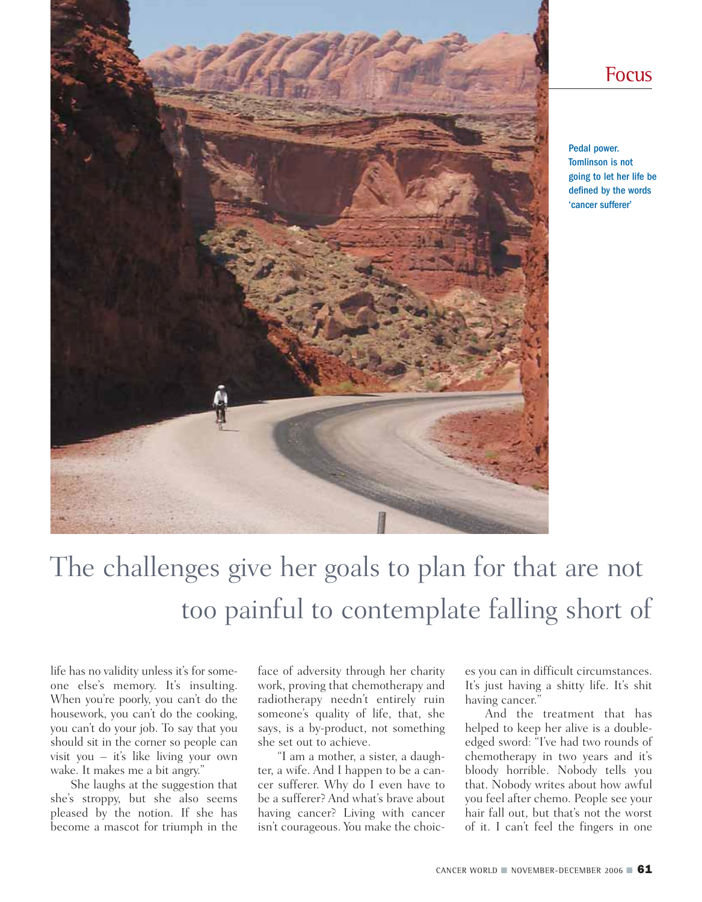## Focus

Pedal power. Tomlinson is not going to let her life be defined by the words 'cancer sufferer'

> The challenges give her goals to plan for that are not too painful to contemplate falling short of

life has no validity unless it's for someone else's memory. It's insulting. When you're poorly, you can't do the housework, you can't do the cooking, you can't do your job. To say that you should sit in the corner so people can visit you – it's like living your own wake. It makes me a bit angry."

She laughs at the suggestion that she's stroppy, but she also seems pleased by the notion. If she has become a mascot for triumph in the face of adversity through her charity work, proving that chemotherapy and radiotherapy needn't entirely ruin someone's quality of life, that, she says, is a by-product, not something she set out to achieve.

"I am a mother, a sister, a daughter, a wife. And I happen to be a cancer sufferer. Why do I even have to be a sufferer? And what's brave about having cancer? Living with cancer isn't courageous. You make the choices you can in difficult circumstances. It's just having a shitty life. It's shit having cancer."

And the treatment that has helped to keep her alive is a double-edged sword: "I've had two rounds of chemotherapy in two years and it's bloody horrible. Nobody tells you that. Nobody writes about how awful you feel after chemo. People see your hair fall out, but that's not the worst of it. I can't feel the fingers in one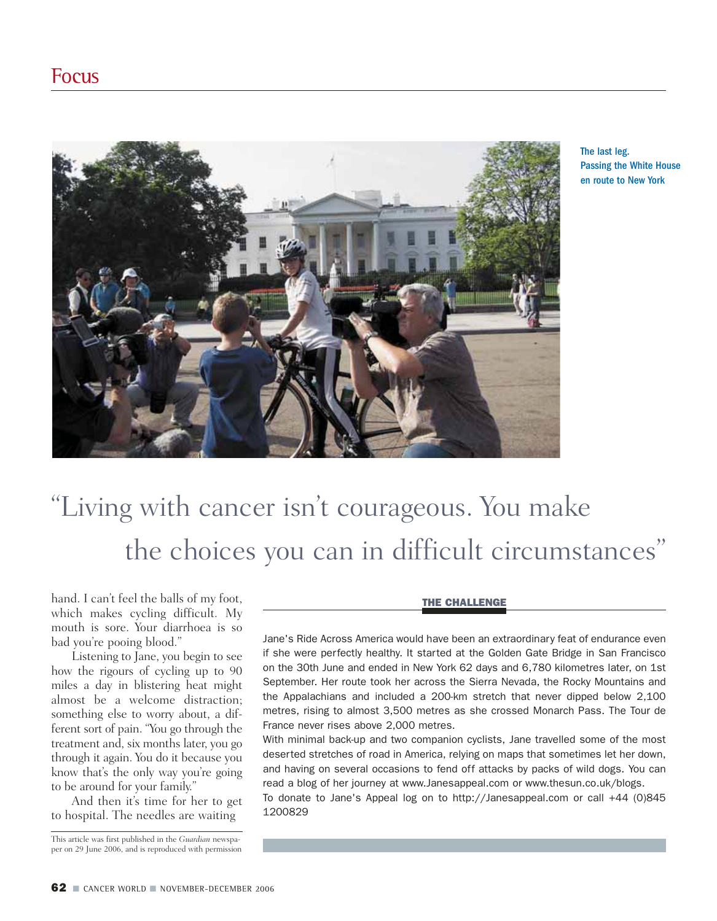The last leg. Passing the White House en route to New York

“Living with cancer isn’t courageous. You make the choices you can in difficult circumstances”

hand. I can’t feel the balls of my foot, which makes cycling difficult. My mouth is sore. Your diarrhoea is so bad you’re pooing blood.”

Listening to Jane, you begin to see how the rigours of cycling up to 90 miles a day in blistering heat might almost be a welcome distraction; something else to worry about, a different sort of pain. “You go through the treatment and, six months later, you go through it again. You do it because you know that’s the only way you’re going to be around for your family.”

And then it’s time for her to get to hospital. The needles are waiting

This article was first published in the *Guardian* newspaper on 29 June 2006, and is reproduced with permission

**THE CHALLENGE**

Jane's Ride Across America would have been an extraordinary feat of endurance even if she were perfectly healthy. It started at the Golden Gate Bridge in San Francisco on the 30th June and ended in New York 62 days and 6,780 kilometres later, on 1st September. Her route took her across the Sierra Nevada, the Rocky Mountains and the Appalachians and included a 200-km stretch that never dipped below 2,100 metres, rising to almost 3,500 metres as she crossed Monarch Pass. The Tour de France never rises above 2,000 metres.

With minimal back-up and two companion cyclists, Jane travelled some of the most deserted stretches of road in America, relying on maps that sometimes let her down, and having on several occasions to fend off attacks by packs of wild dogs. You can read a blog of her journey at www.Janesappeal.com or www.thesun.co.uk/blogs.

To donate to Jane's Appeal log on to http://Janesappeal.com or call +44 (0)845 1200829